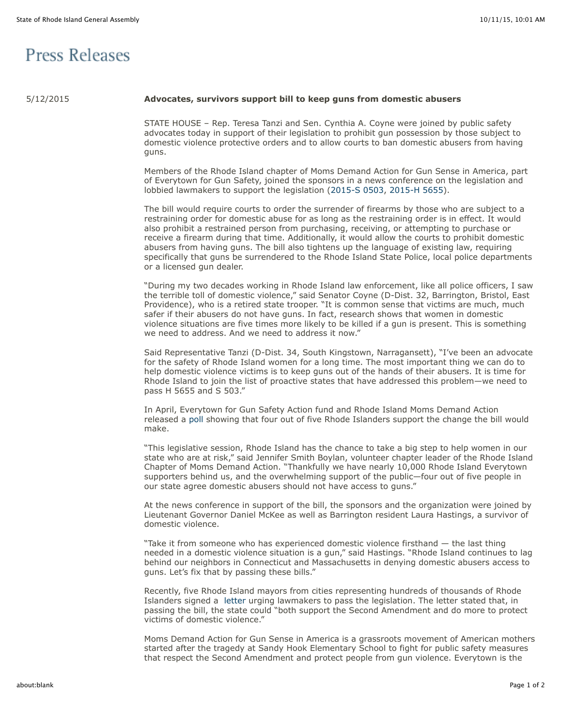# Press Releases

5/12/2015

**Advocates, survivors support bill to keep guns from domestic abusers**

STATE HOUSE – Rep. Teresa Tanzi and Sen. Cynthia A. Coyne were joined by public safety advocates today in support of their legislation to prohibit gun possession by those subject to domestic violence protective orders and to allow courts to ban domestic abusers from having guns.

Members of the Rhode Island chapter of Moms Demand Action for Gun Sense in America, part of Everytown for Gun Safety, joined the sponsors in a news conference on the legislation and lobbied lawmakers to support the legislation (2015-S 0503, 2015-H 5655).

The bill would require courts to order the surrender of firearms by those who are subject to a restraining order for domestic abuse for as long as the restraining order is in effect. It would also prohibit a restrained person from purchasing, receiving, or attempting to purchase or receive a firearm during that time. Additionally, it would allow the courts to prohibit domestic abusers from having guns. The bill also tightens up the language of existing law, requiring specifically that guns be surrendered to the Rhode Island State Police, local police departments or a licensed gun dealer.

"During my two decades working in Rhode Island law enforcement, like all police officers, I saw the terrible toll of domestic violence," said Senator Coyne (D-Dist. 32, Barrington, Bristol, East Providence), who is a retired state trooper. "It is common sense that victims are much, much safer if their abusers do not have guns. In fact, research shows that women in domestic violence situations are five times more likely to be killed if a gun is present. This is something we need to address. And we need to address it now."

Said Representative Tanzi (D-Dist. 34, South Kingstown, Narragansett), "I've been an advocate for the safety of Rhode Island women for a long time. The most important thing we can do to help domestic violence victims is to keep guns out of the hands of their abusers. It is time for Rhode Island to join the list of proactive states that have addressed this problem—we need to pass H 5655 and S 503."

In April, Everytown for Gun Safety Action fund and Rhode Island Moms Demand Action released a poll showing that four out of five Rhode Islanders support the change the bill would make.

"This legislative session, Rhode Island has the chance to take a big step to help women in our state who are at risk," said Jennifer Smith Boylan, volunteer chapter leader of the Rhode Island Chapter of Moms Demand Action. "Thankfully we have nearly 10,000 Rhode Island Everytown supporters behind us, and the overwhelming support of the public—four out of five people in our state agree domestic abusers should not have access to guns."

At the news conference in support of the bill, the sponsors and the organization were joined by Lieutenant Governor Daniel McKee as well as Barrington resident Laura Hastings, a survivor of domestic violence.

"Take it from someone who has experienced domestic violence firsthand — the last thing needed in a domestic violence situation is a gun," said Hastings. "Rhode Island continues to lag behind our neighbors in Connecticut and Massachusetts in denying domestic abusers access to guns. Let's fix that by passing these bills."

Recently, five Rhode Island mayors from cities representing hundreds of thousands of Rhode Islanders signed a letter urging lawmakers to pass the legislation. The letter stated that, in passing the bill, the state could "both support the Second Amendment and do more to protect victims of domestic violence."

Moms Demand Action for Gun Sense in America is a grassroots movement of American mothers started after the tragedy at Sandy Hook Elementary School to fight for public safety measures that respect the Second Amendment and protect people from gun violence. Everytown is the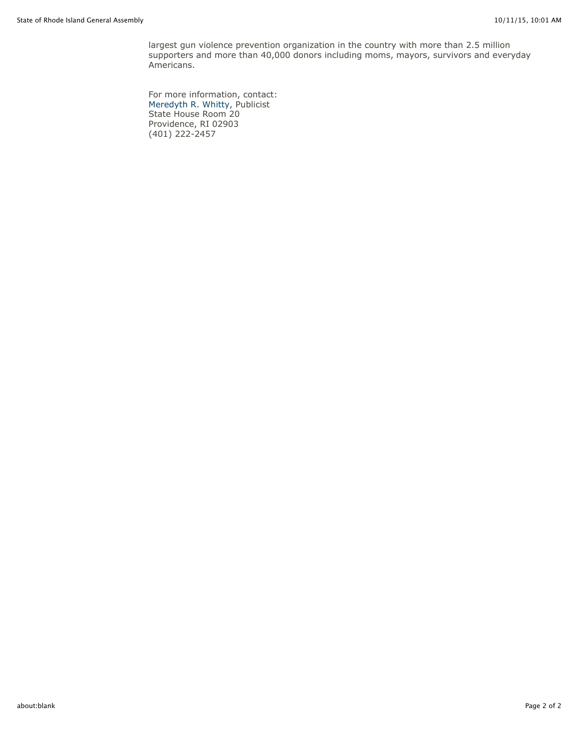largest gun violence prevention organization in the country with more than 2.5 million supporters and more than 40,000 donors including moms, mayors, survivors and everyday Americans.

For more information, contact:
Meredyth R. Whitty, Publicist
State House Room 20
Providence, RI 02903
(401) 222-2457